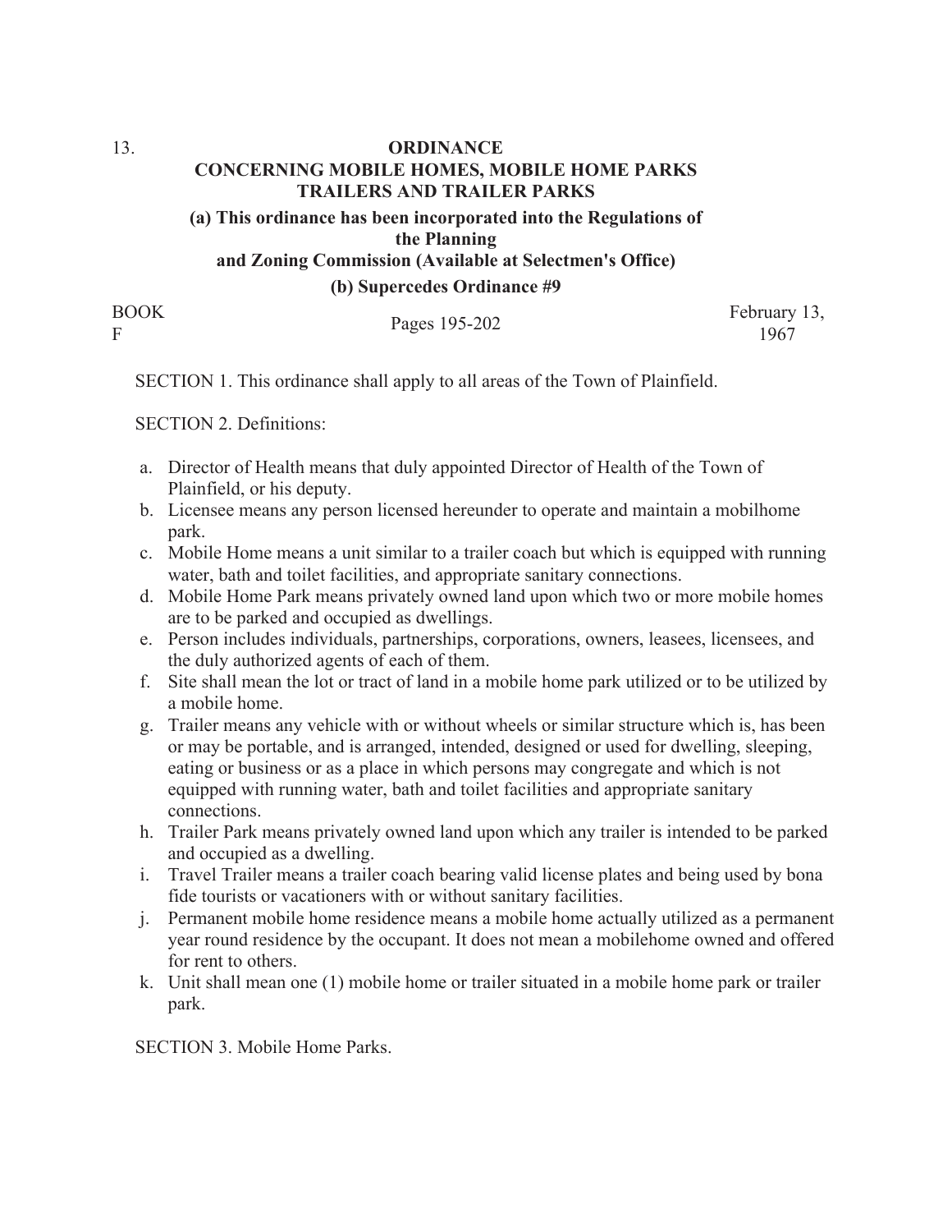13.

# ORDINANCE
## CONCERNING MOBILE HOMES, MOBILE HOME PARKS TRAILERS AND TRAILER PARKS

**(a) This ordinance has been incorporated into the Regulations of the Planning and Zoning Commission (Available at Selectmen's Office)**

**(b) Supercedes Ordinance #9**

| BOOK F | Pages 195-202 | February 13, 1967 |
| --- | --- | --- |

SECTION 1. This ordinance shall apply to all areas of the Town of Plainfield.

SECTION 2. Definitions:

a. Director of Health means that duly appointed Director of Health of the Town of Plainfield, or his deputy.
b. Licensee means any person licensed hereunder to operate and maintain a mobilhome park.
c. Mobile Home means a unit similar to a trailer coach but which is equipped with running water, bath and toilet facilities, and appropriate sanitary connections.
d. Mobile Home Park means privately owned land upon which two or more mobile homes are to be parked and occupied as dwellings.
e. Person includes individuals, partnerships, corporations, owners, leasees, licensees, and the duly authorized agents of each of them.
f. Site shall mean the lot or tract of land in a mobile home park utilized or to be utilized by a mobile home.
g. Trailer means any vehicle with or without wheels or similar structure which is, has been or may be portable, and is arranged, intended, designed or used for dwelling, sleeping, eating or business or as a place in which persons may congregate and which is not equipped with running water, bath and toilet facilities and appropriate sanitary connections.
h. Trailer Park means privately owned land upon which any trailer is intended to be parked and occupied as a dwelling.
i. Travel Trailer means a trailer coach bearing valid license plates and being used by bona fide tourists or vacationers with or without sanitary facilities.
j. Permanent mobile home residence means a mobile home actually utilized as a permanent year round residence by the occupant. It does not mean a mobilehome owned and offered for rent to others.
k. Unit shall mean one (1) mobile home or trailer situated in a mobile home park or trailer park.

SECTION 3. Mobile Home Parks.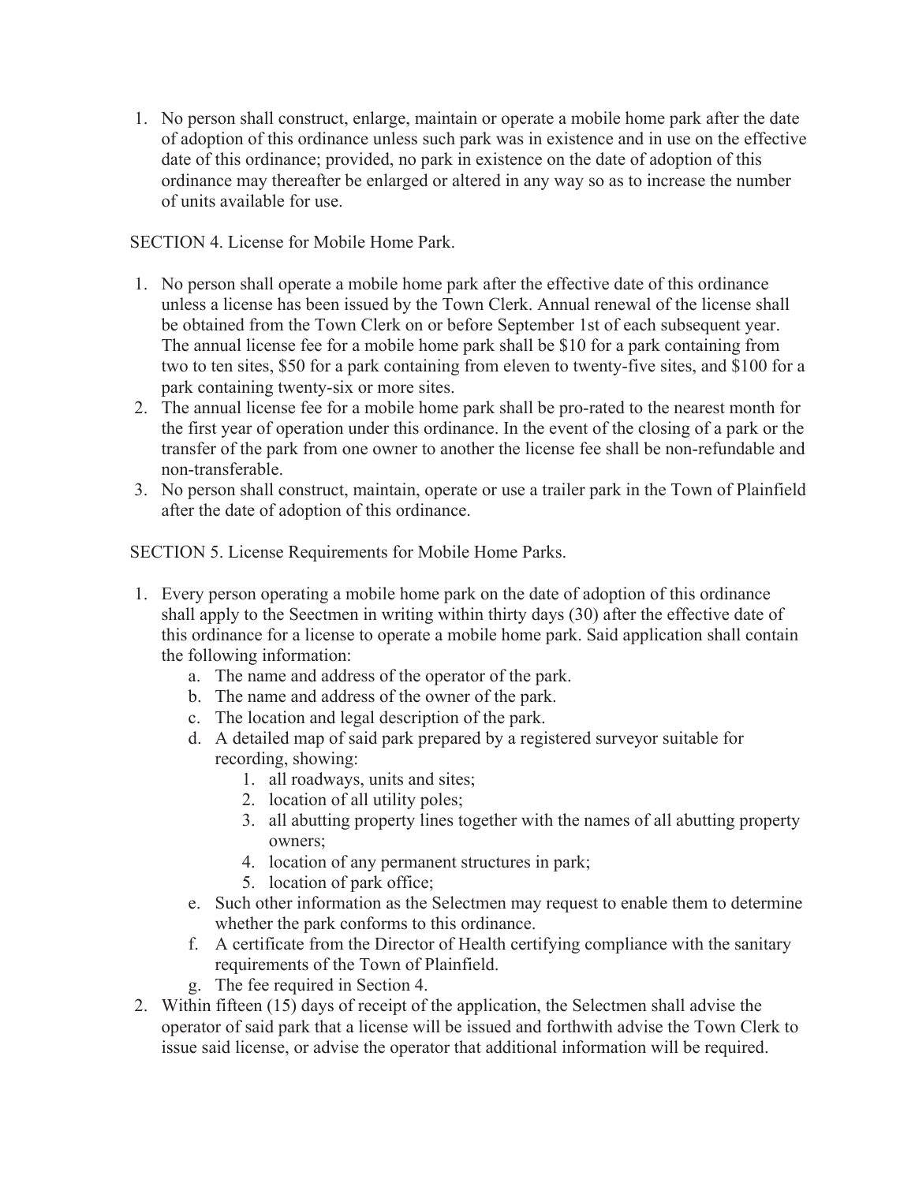1. No person shall construct, enlarge, maintain or operate a mobile home park after the date of adoption of this ordinance unless such park was in existence and in use on the effective date of this ordinance; provided, no park in existence on the date of adoption of this ordinance may thereafter be enlarged or altered in any way so as to increase the number of units available for use.

SECTION 4. License for Mobile Home Park.

1. No person shall operate a mobile home park after the effective date of this ordinance unless a license has been issued by the Town Clerk. Annual renewal of the license shall be obtained from the Town Clerk on or before September 1st of each subsequent year. The annual license fee for a mobile home park shall be $10 for a park containing from two to ten sites, $50 for a park containing from eleven to twenty-five sites, and $100 for a park containing twenty-six or more sites.
2. The annual license fee for a mobile home park shall be pro-rated to the nearest month for the first year of operation under this ordinance. In the event of the closing of a park or the transfer of the park from one owner to another the license fee shall be non-refundable and non-transferable.
3. No person shall construct, maintain, operate or use a trailer park in the Town of Plainfield after the date of adoption of this ordinance.

SECTION 5. License Requirements for Mobile Home Parks.

1. Every person operating a mobile home park on the date of adoption of this ordinance shall apply to the Seectmen in writing within thirty days (30) after the effective date of this ordinance for a license to operate a mobile home park. Said application shall contain the following information:
   a. The name and address of the operator of the park.
   b. The name and address of the owner of the park.
   c. The location and legal description of the park.
   d. A detailed map of said park prepared by a registered surveyor suitable for recording, showing:
      1. all roadways, units and sites;
      2. location of all utility poles;
      3. all abutting property lines together with the names of all abutting property owners;
      4. location of any permanent structures in park;
      5. location of park office;
   e. Such other information as the Selectmen may request to enable them to determine whether the park conforms to this ordinance.
   f. A certificate from the Director of Health certifying compliance with the sanitary requirements of the Town of Plainfield.
   g. The fee required in Section 4.
2. Within fifteen (15) days of receipt of the application, the Selectmen shall advise the operator of said park that a license will be issued and forthwith advise the Town Clerk to issue said license, or advise the operator that additional information will be required.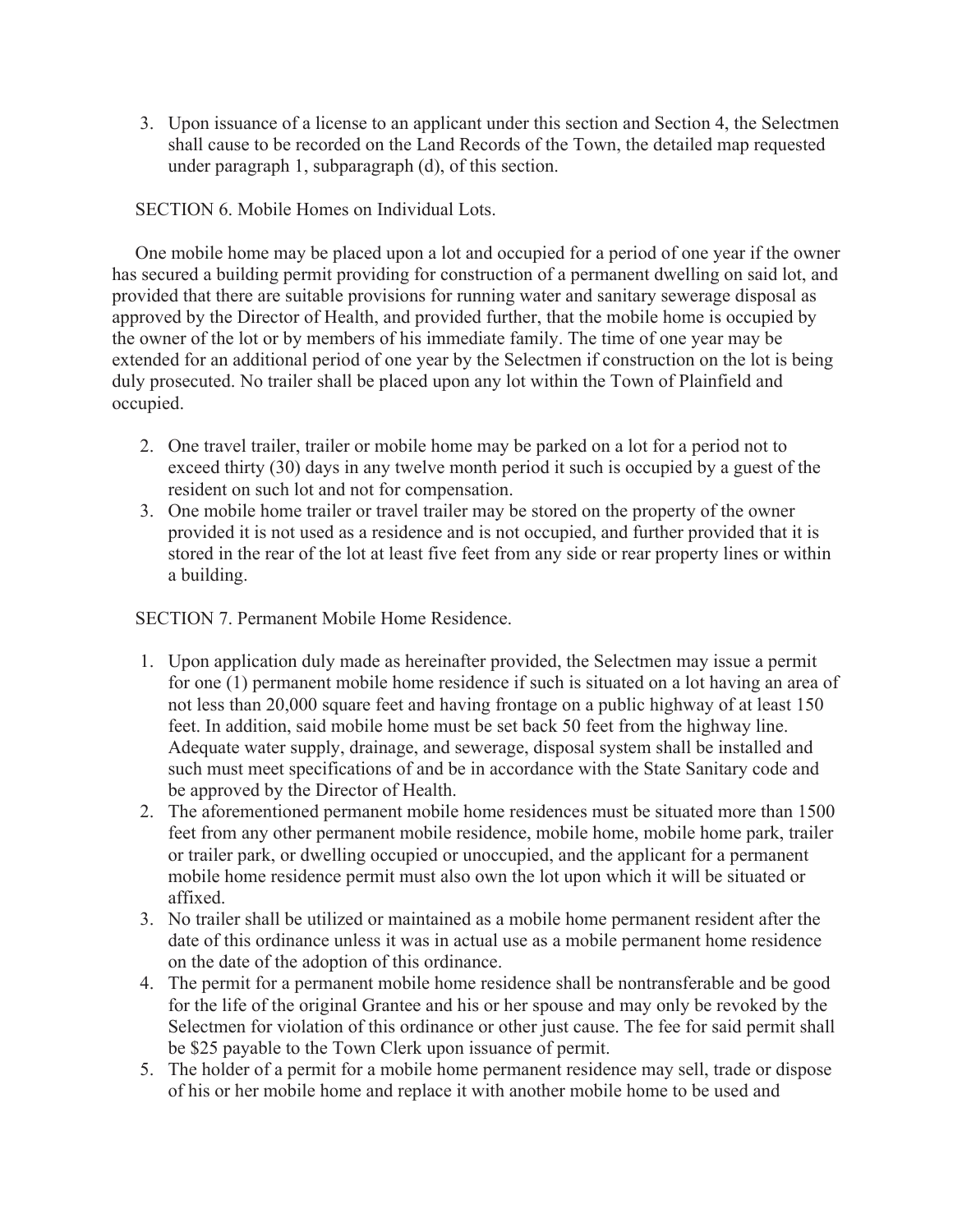3. Upon issuance of a license to an applicant under this section and Section 4, the Selectmen shall cause to be recorded on the Land Records of the Town, the detailed map requested under paragraph 1, subparagraph (d), of this section.

SECTION 6. Mobile Homes on Individual Lots.

One mobile home may be placed upon a lot and occupied for a period of one year if the owner has secured a building permit providing for construction of a permanent dwelling on said lot, and provided that there are suitable provisions for running water and sanitary sewerage disposal as approved by the Director of Health, and provided further, that the mobile home is occupied by the owner of the lot or by members of his immediate family. The time of one year may be extended for an additional period of one year by the Selectmen if construction on the lot is being duly prosecuted. No trailer shall be placed upon any lot within the Town of Plainfield and occupied.

2. One travel trailer, trailer or mobile home may be parked on a lot for a period not to exceed thirty (30) days in any twelve month period it such is occupied by a guest of the resident on such lot and not for compensation.
3. One mobile home trailer or travel trailer may be stored on the property of the owner provided it is not used as a residence and is not occupied, and further provided that it is stored in the rear of the lot at least five feet from any side or rear property lines or within a building.

SECTION 7. Permanent Mobile Home Residence.

1. Upon application duly made as hereinafter provided, the Selectmen may issue a permit for one (1) permanent mobile home residence if such is situated on a lot having an area of not less than 20,000 square feet and having frontage on a public highway of at least 150 feet. In addition, said mobile home must be set back 50 feet from the highway line. Adequate water supply, drainage, and sewerage, disposal system shall be installed and such must meet specifications of and be in accordance with the State Sanitary code and be approved by the Director of Health.
2. The aforementioned permanent mobile home residences must be situated more than 1500 feet from any other permanent mobile residence, mobile home, mobile home park, trailer or trailer park, or dwelling occupied or unoccupied, and the applicant for a permanent mobile home residence permit must also own the lot upon which it will be situated or affixed.
3. No trailer shall be utilized or maintained as a mobile home permanent resident after the date of this ordinance unless it was in actual use as a mobile permanent home residence on the date of the adoption of this ordinance.
4. The permit for a permanent mobile home residence shall be nontransferable and be good for the life of the original Grantee and his or her spouse and may only be revoked by the Selectmen for violation of this ordinance or other just cause. The fee for said permit shall be $25 payable to the Town Clerk upon issuance of permit.
5. The holder of a permit for a mobile home permanent residence may sell, trade or dispose of his or her mobile home and replace it with another mobile home to be used and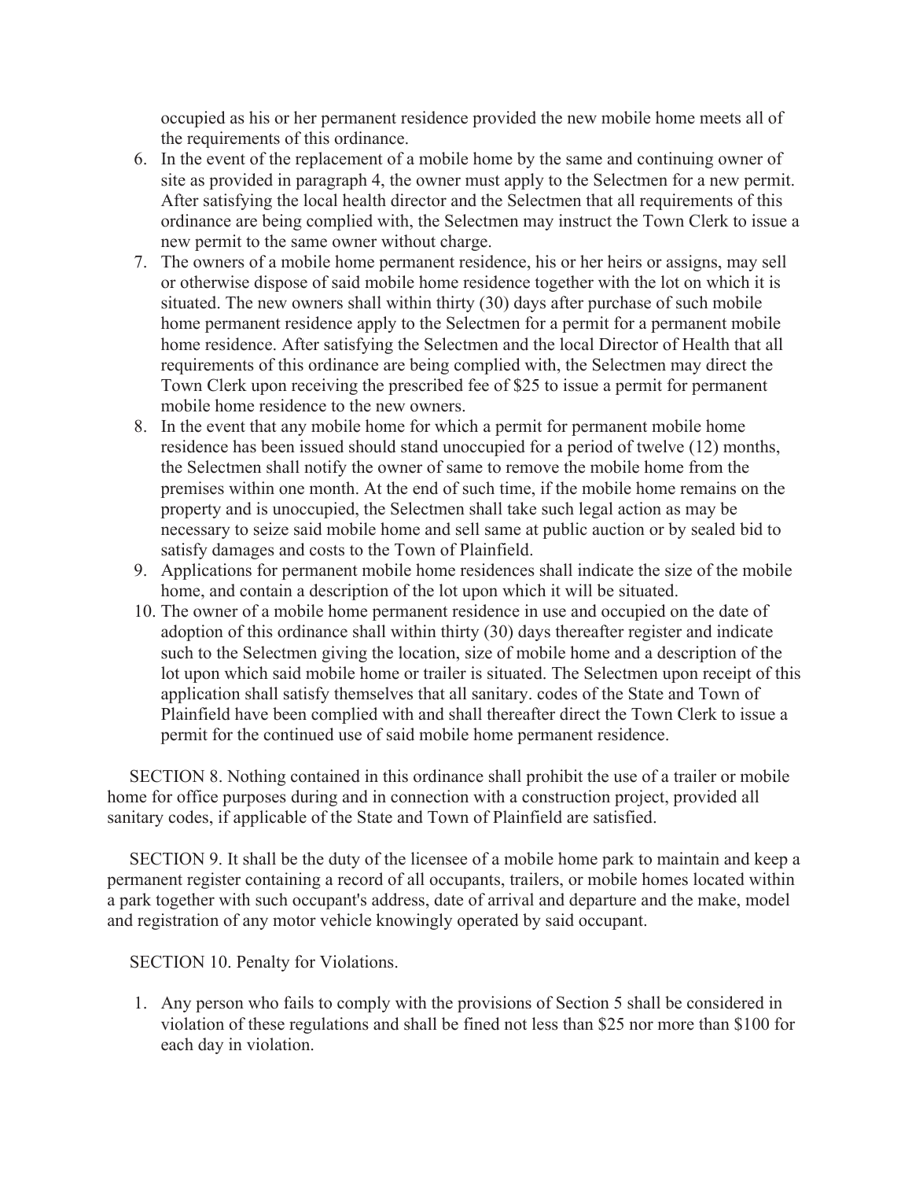occupied as his or her permanent residence provided the new mobile home meets all of the requirements of this ordinance.

6. In the event of the replacement of a mobile home by the same and continuing owner of site as provided in paragraph 4, the owner must apply to the Selectmen for a new permit. After satisfying the local health director and the Selectmen that all requirements of this ordinance are being complied with, the Selectmen may instruct the Town Clerk to issue a new permit to the same owner without charge.
7. The owners of a mobile home permanent residence, his or her heirs or assigns, may sell or otherwise dispose of said mobile home residence together with the lot on which it is situated. The new owners shall within thirty (30) days after purchase of such mobile home permanent residence apply to the Selectmen for a permit for a permanent mobile home residence. After satisfying the Selectmen and the local Director of Health that all requirements of this ordinance are being complied with, the Selectmen may direct the Town Clerk upon receiving the prescribed fee of $25 to issue a permit for permanent mobile home residence to the new owners.
8. In the event that any mobile home for which a permit for permanent mobile home residence has been issued should stand unoccupied for a period of twelve (12) months, the Selectmen shall notify the owner of same to remove the mobile home from the premises within one month. At the end of such time, if the mobile home remains on the property and is unoccupied, the Selectmen shall take such legal action as may be necessary to seize said mobile home and sell same at public auction or by sealed bid to satisfy damages and costs to the Town of Plainfield.
9. Applications for permanent mobile home residences shall indicate the size of the mobile home, and contain a description of the lot upon which it will be situated.
10. The owner of a mobile home permanent residence in use and occupied on the date of adoption of this ordinance shall within thirty (30) days thereafter register and indicate such to the Selectmen giving the location, size of mobile home and a description of the lot upon which said mobile home or trailer is situated. The Selectmen upon receipt of this application shall satisfy themselves that all sanitary. codes of the State and Town of Plainfield have been complied with and shall thereafter direct the Town Clerk to issue a permit for the continued use of said mobile home permanent residence.

SECTION 8. Nothing contained in this ordinance shall prohibit the use of a trailer or mobile home for office purposes during and in connection with a construction project, provided all sanitary codes, if applicable of the State and Town of Plainfield are satisfied.

SECTION 9. It shall be the duty of the licensee of a mobile home park to maintain and keep a permanent register containing a record of all occupants, trailers, or mobile homes located within a park together with such occupant's address, date of arrival and departure and the make, model and registration of any motor vehicle knowingly operated by said occupant.

SECTION 10. Penalty for Violations.

1. Any person who fails to comply with the provisions of Section 5 shall be considered in violation of these regulations and shall be fined not less than $25 nor more than $100 for each day in violation.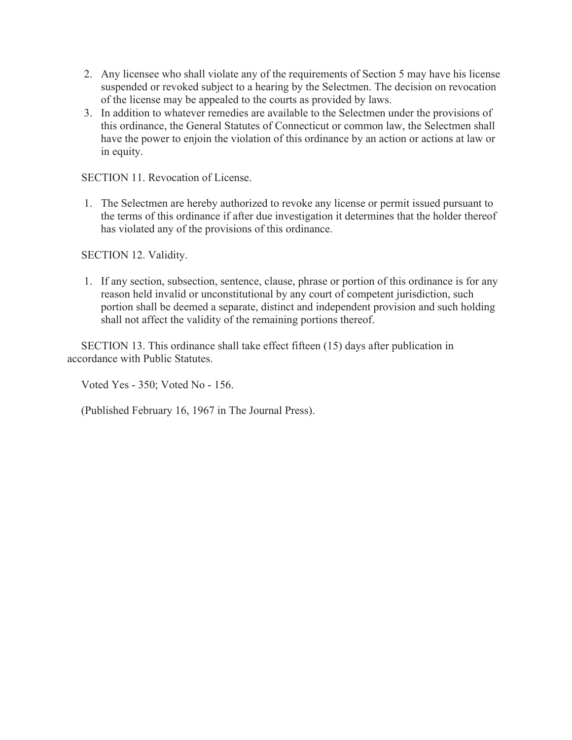2. Any licensee who shall violate any of the requirements of Section 5 may have his license suspended or revoked subject to a hearing by the Selectmen. The decision on revocation of the license may be appealed to the courts as provided by laws.
3. In addition to whatever remedies are available to the Selectmen under the provisions of this ordinance, the General Statutes of Connecticut or common law, the Selectmen shall have the power to enjoin the violation of this ordinance by an action or actions at law or in equity.

SECTION 11. Revocation of License.

1. The Selectmen are hereby authorized to revoke any license or permit issued pursuant to the terms of this ordinance if after due investigation it determines that the holder thereof has violated any of the provisions of this ordinance.

SECTION 12. Validity.

1. If any section, subsection, sentence, clause, phrase or portion of this ordinance is for any reason held invalid or unconstitutional by any court of competent jurisdiction, such portion shall be deemed a separate, distinct and independent provision and such holding shall not affect the validity of the remaining portions thereof.

SECTION 13. This ordinance shall take effect fifteen (15) days after publication in accordance with Public Statutes.

Voted Yes - 350; Voted No - 156.

(Published February 16, 1967 in The Journal Press).